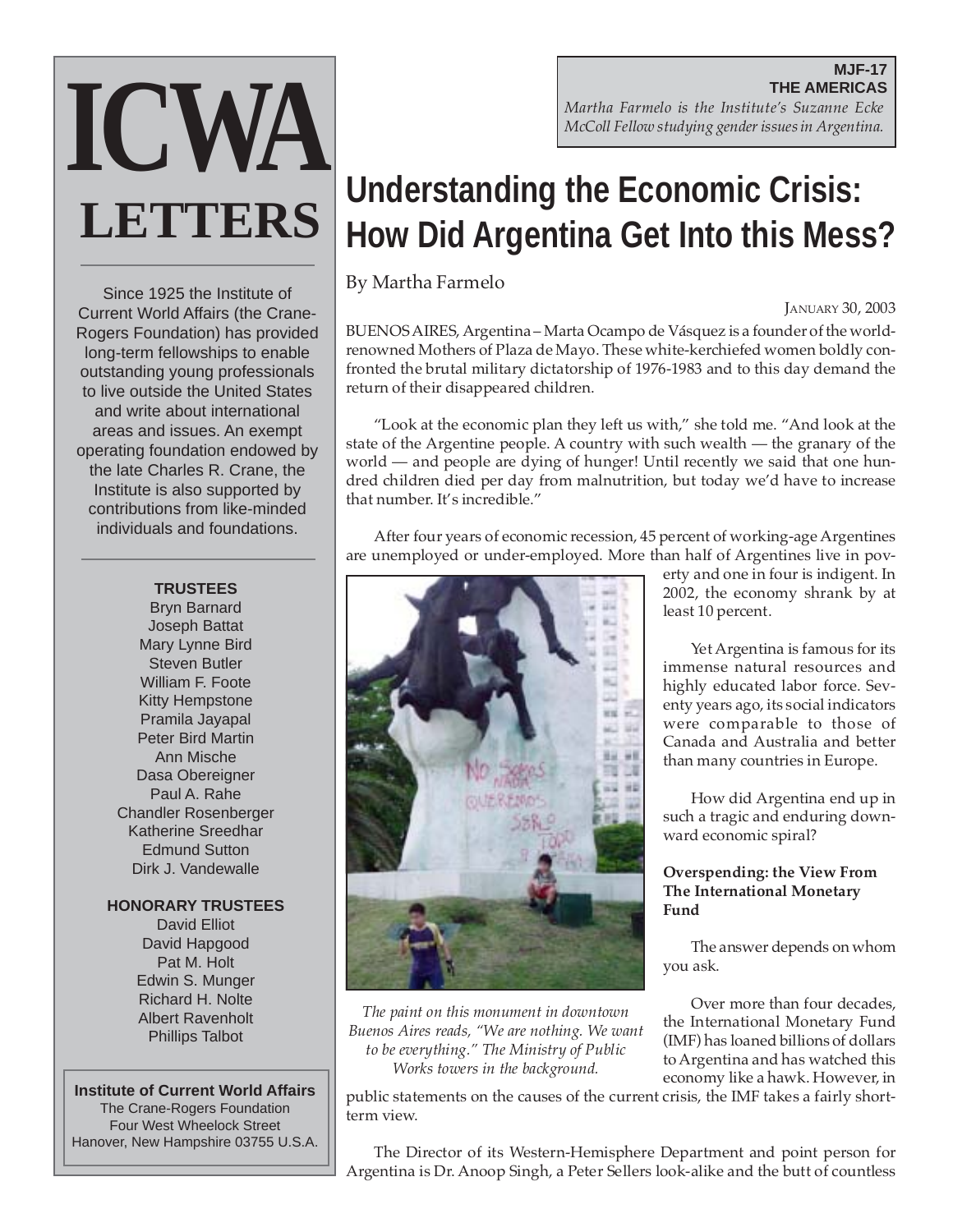# ICWA LETTERS

Since 1925 the Institute of Current World Affairs (the Crane-Rogers Foundation) has provided long-term fellowships to enable outstanding young professionals to live outside the United States and write about international areas and issues. An exempt operating foundation endowed by the late Charles R. Crane, the Institute is also supported by contributions from like-minded individuals and foundations.

**TRUSTEES**

Bryn Barnard
Joseph Battat
Mary Lynne Bird
Steven Butler
William F. Foote
Kitty Hempstone
Pramila Jayapal
Peter Bird Martin
Ann Mische
Dasa Obereigner
Paul A. Rahe
Chandler Rosenberger
Katherine Sreedhar
Edmund Sutton
Dirk J. Vandewalle

**HONORARY TRUSTEES**

David Elliot
David Hapgood
Pat M. Holt
Edwin S. Munger
Richard H. Nolte
Albert Ravenholt
Phillips Talbot

**Institute of Current World Affairs**
The Crane-Rogers Foundation
Four West Wheelock Street
Hanover, New Hampshire 03755 U.S.A.

**MJF-17**
**THE AMERICAS**

*Martha Farmelo is the Institute's Suzanne Ecke McColl Fellow studying gender issues in Argentina.*

# Understanding the Economic Crisis: How Did Argentina Get Into this Mess?

By Martha Farmelo

JANUARY 30, 2003

BUENOS AIRES, Argentina – Marta Ocampo de Vásquez is a founder of the world-renowned Mothers of Plaza de Mayo. These white-kerchiefed women boldly confronted the brutal military dictatorship of 1976-1983 and to this day demand the return of their disappeared children.

"Look at the economic plan they left us with," she told me. "And look at the state of the Argentine people. A country with such wealth — the granary of the world — and people are dying of hunger! Until recently we said that one hundred children died per day from malnutrition, but today we'd have to increase that number. It's incredible."

After four years of economic recession, 45 percent of working-age Argentines are unemployed or under-employed. More than half of Argentines live in poverty and one in four is indigent. In 2002, the economy shrank by at least 10 percent.

*The paint on this monument in downtown Buenos Aires reads, "We are nothing. We want to be everything." The Ministry of Public Works towers in the background.*

Yet Argentina is famous for its immense natural resources and highly educated labor force. Seventy years ago, its social indicators were comparable to those of Canada and Australia and better than many countries in Europe.

How did Argentina end up in such a tragic and enduring downward economic spiral?

**Overspending: the View From The International Monetary Fund**

The answer depends on whom you ask.

Over more than four decades, the International Monetary Fund (IMF) has loaned billions of dollars to Argentina and has watched this economy like a hawk. However, in public statements on the causes of the current crisis, the IMF takes a fairly short-term view.

The Director of its Western-Hemisphere Department and point person for Argentina is Dr. Anoop Singh, a Peter Sellers look-alike and the butt of countless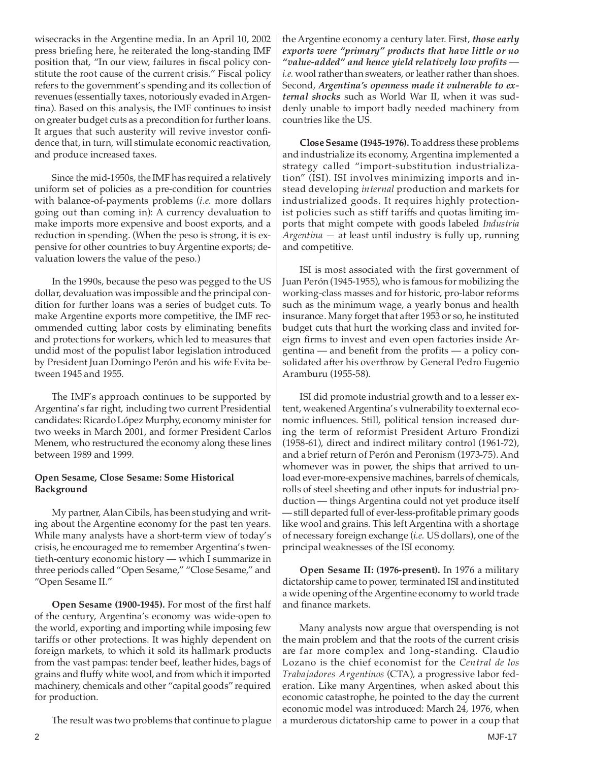wisecracks in the Argentine media. In an April 10, 2002 press briefing here, he reiterated the long-standing IMF position that, "In our view, failures in fiscal policy constitute the root cause of the current crisis." Fiscal policy refers to the government's spending and its collection of revenues (essentially taxes, notoriously evaded in Argentina). Based on this analysis, the IMF continues to insist on greater budget cuts as a precondition for further loans. It argues that such austerity will revive investor confidence that, in turn, will stimulate economic reactivation, and produce increased taxes.

Since the mid-1950s, the IMF has required a relatively uniform set of policies as a pre-condition for countries with balance-of-payments problems (*i.e.* more dollars going out than coming in): A currency devaluation to make imports more expensive and boost exports, and a reduction in spending. (When the peso is strong, it is expensive for other countries to buy Argentine exports; devaluation lowers the value of the peso.)

In the 1990s, because the peso was pegged to the US dollar, devaluation was impossible and the principal condition for further loans was a series of budget cuts. To make Argentine exports more competitive, the IMF recommended cutting labor costs by eliminating benefits and protections for workers, which led to measures that undid most of the populist labor legislation introduced by President Juan Domingo Perón and his wife Evita between 1945 and 1955.

The IMF's approach continues to be supported by Argentina's far right, including two current Presidential candidates: Ricardo López Murphy, economy minister for two weeks in March 2001, and former President Carlos Menem, who restructured the economy along these lines between 1989 and 1999.

**Open Sesame, Close Sesame: Some Historical Background**

My partner, Alan Cibils, has been studying and writing about the Argentine economy for the past ten years. While many analysts have a short-term view of today's crisis, he encouraged me to remember Argentina's twentieth-century economic history — which I summarize in three periods called "Open Sesame," "Close Sesame," and "Open Sesame II."

**Open Sesame (1900-1945).** For most of the first half of the century, Argentina's economy was wide-open to the world, exporting and importing while imposing few tariffs or other protections. It was highly dependent on foreign markets, to which it sold its hallmark products from the vast pampas: tender beef, leather hides, bags of grains and fluffy white wool, and from which it imported machinery, chemicals and other "capital goods" required for production.

The result was two problems that continue to plague the Argentine economy a century later. First, ***those early exports were "primary" products that have little or no "value-added" and hence yield relatively low profits*** — *i.e.* wool rather than sweaters, or leather rather than shoes. Second, ***Argentina's openness made it vulnerable to external shocks*** such as World War II, when it was suddenly unable to import badly needed machinery from countries like the US.

**Close Sesame (1945-1976).** To address these problems and industrialize its economy, Argentina implemented a strategy called "import-substitution industrialization" (ISI). ISI involves minimizing imports and instead developing *internal* production and markets for industrialized goods. It requires highly protectionist policies such as stiff tariffs and quotas limiting imports that might compete with goods labeled *Industria Argentina* — at least until industry is fully up, running and competitive.

ISI is most associated with the first government of Juan Perón (1945-1955), who is famous for mobilizing the working-class masses and for historic, pro-labor reforms such as the minimum wage, a yearly bonus and health insurance. Many forget that after 1953 or so, he instituted budget cuts that hurt the working class and invited foreign firms to invest and even open factories inside Argentina — and benefit from the profits — a policy consolidated after his overthrow by General Pedro Eugenio Aramburu (1955-58).

ISI did promote industrial growth and to a lesser extent, weakened Argentina's vulnerability to external economic influences. Still, political tension increased during the term of reformist President Arturo Frondizi (1958-61), direct and indirect military control (1961-72), and a brief return of Perón and Peronism (1973-75). And whomever was in power, the ships that arrived to unload ever-more-expensive machines, barrels of chemicals, rolls of steel sheeting and other inputs for industrial production — things Argentina could not yet produce itself — still departed full of ever-less-profitable primary goods like wool and grains. This left Argentina with a shortage of necessary foreign exchange (*i.e.* US dollars), one of the principal weaknesses of the ISI economy.

**Open Sesame II: (1976-present).** In 1976 a military dictatorship came to power, terminated ISI and instituted a wide opening of the Argentine economy to world trade and finance markets.

Many analysts now argue that overspending is not the main problem and that the roots of the current crisis are far more complex and long-standing. Claudio Lozano is the chief economist for the *Central de los Trabajadores Argentinos* (CTA), a progressive labor federation. Like many Argentines, when asked about this economic catastrophe, he pointed to the day the current economic model was introduced: March 24, 1976, when a murderous dictatorship came to power in a coup that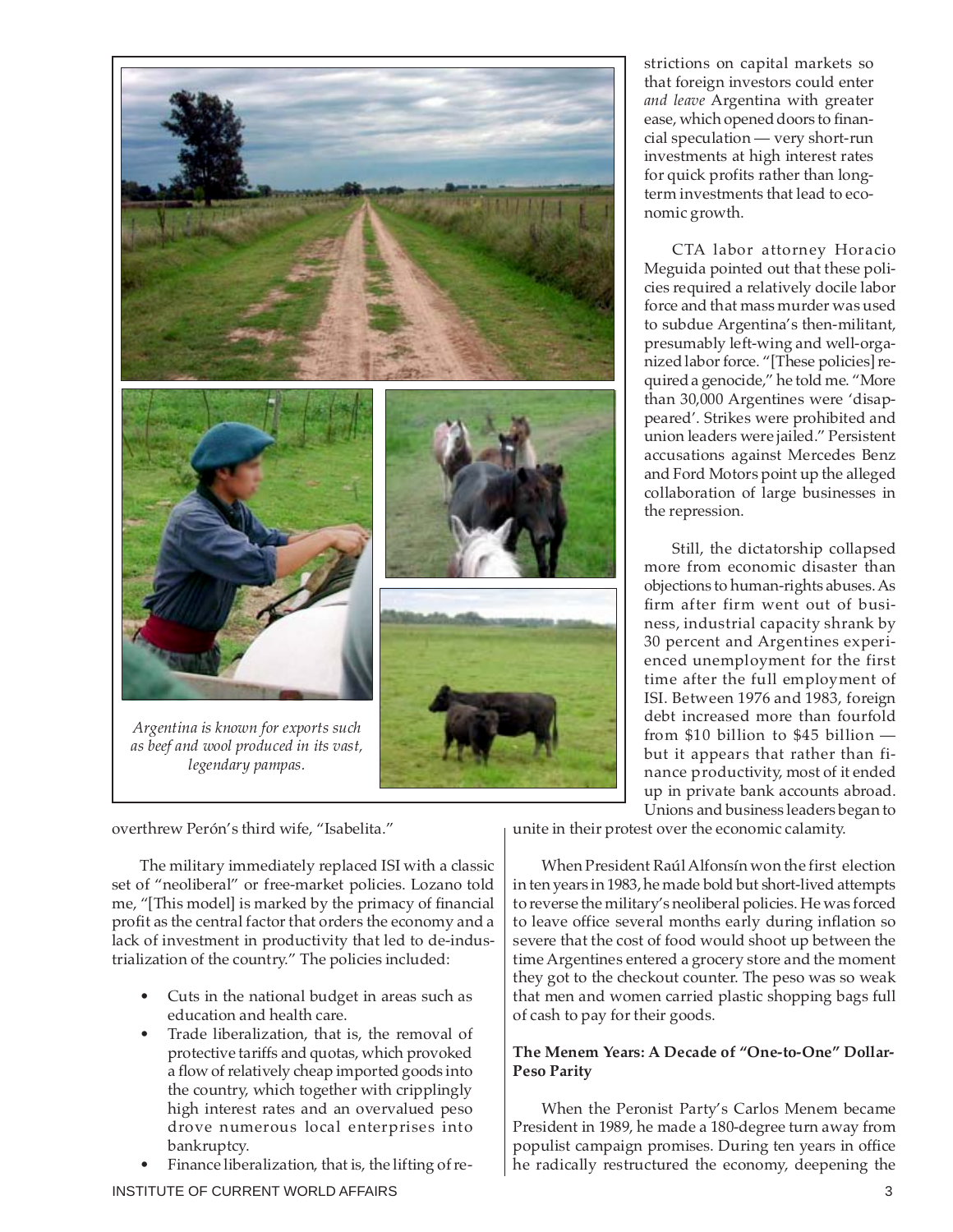Argentina is known for exports such as beef and wool produced in its vast, legendary pampas.

overthrew Perón's third wife, "Isabelita."

The military immediately replaced ISI with a classic set of "neoliberal" or free-market policies. Lozano told me, "[This model] is marked by the primacy of financial profit as the central factor that orders the economy and a lack of investment in productivity that led to de-industrialization of the country." The policies included:

- Cuts in the national budget in areas such as education and health care.
- Trade liberalization, that is, the removal of protective tariffs and quotas, which provoked a flow of relatively cheap imported goods into the country, which together with cripplingly high interest rates and an overvalued peso drove numerous local enterprises into bankruptcy.
- Finance liberalization, that is, the lifting of restrictions on capital markets so that foreign investors could enter *and leave* Argentina with greater ease, which opened doors to financial speculation — very short-run investments at high interest rates for quick profits rather than long-term investments that lead to economic growth.

CTA labor attorney Horacio Meguida pointed out that these policies required a relatively docile labor force and that mass murder was used to subdue Argentina's then-militant, presumably left-wing and well-organized labor force. "[These policies] required a genocide," he told me. "More than 30,000 Argentines were 'disappeared'. Strikes were prohibited and union leaders were jailed." Persistent accusations against Mercedes Benz and Ford Motors point up the alleged collaboration of large businesses in the repression.

Still, the dictatorship collapsed more from economic disaster than objections to human-rights abuses. As firm after firm went out of business, industrial capacity shrank by 30 percent and Argentines experienced unemployment for the first time after the full employment of ISI. Between 1976 and 1983, foreign debt increased more than fourfold from $10 billion to $45 billion — but it appears that rather than finance productivity, most of it ended up in private bank accounts abroad. Unions and business leaders began to unite in their protest over the economic calamity.

When President Raúl Alfonsín won the first election in ten years in 1983, he made bold but short-lived attempts to reverse the military's neoliberal policies. He was forced to leave office several months early during inflation so severe that the cost of food would shoot up between the time Argentines entered a grocery store and the moment they got to the checkout counter. The peso was so weak that men and women carried plastic shopping bags full of cash to pay for their goods.

**The Menem Years: A Decade of "One-to-One" Dollar-Peso Parity**

When the Peronist Party's Carlos Menem became President in 1989, he made a 180-degree turn away from populist campaign promises. During ten years in office he radically restructured the economy, deepening the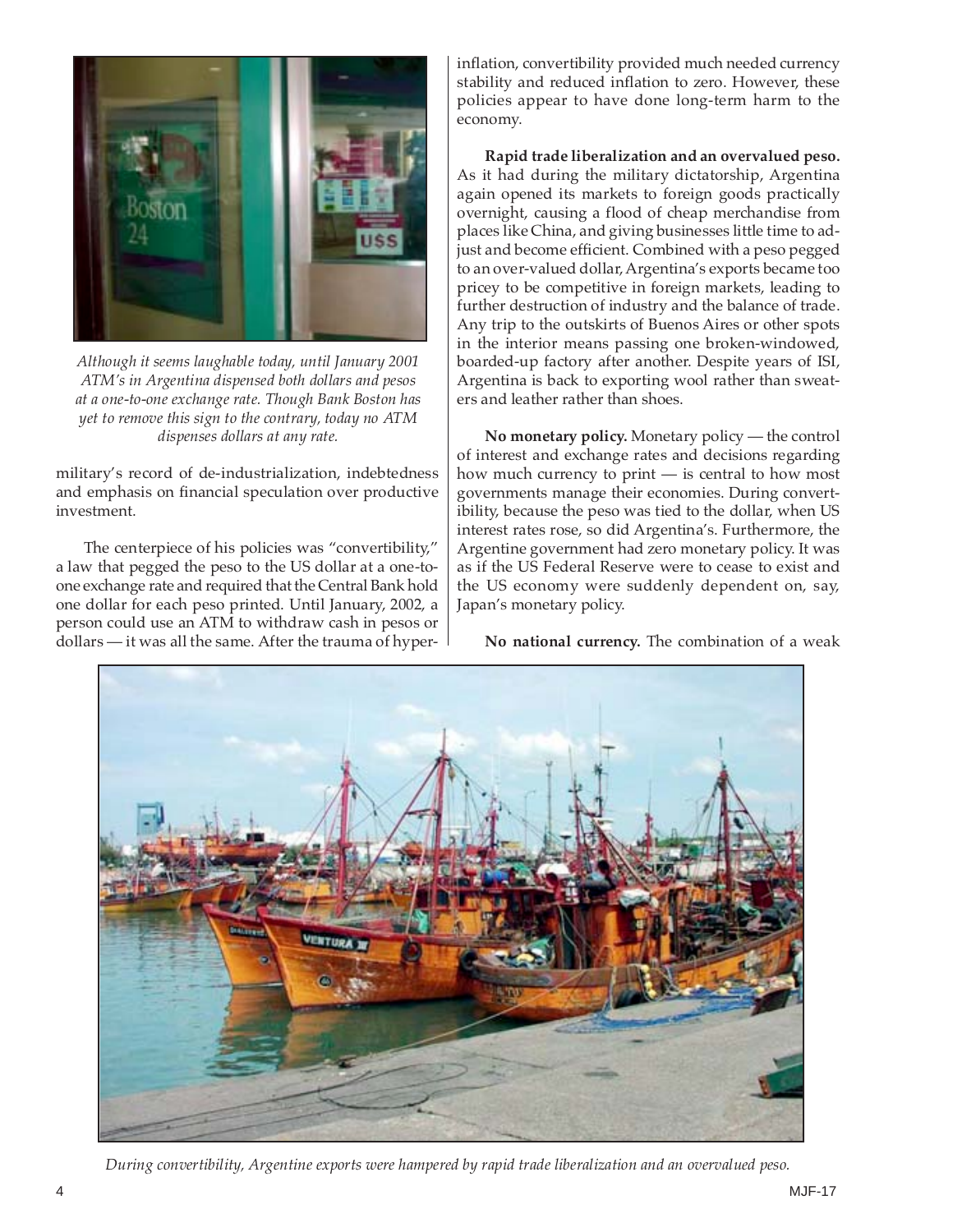*Although it seems laughable today, until January 2001 ATM's in Argentina dispensed both dollars and pesos at a one-to-one exchange rate. Though Bank Boston has yet to remove this sign to the contrary, today no ATM dispenses dollars at any rate.*

military's record of de-industrialization, indebtedness and emphasis on financial speculation over productive investment.

The centerpiece of his policies was "convertibility," a law that pegged the peso to the US dollar at a one-to-one exchange rate and required that the Central Bank hold one dollar for each peso printed. Until January, 2002, a person could use an ATM to withdraw cash in pesos or dollars — it was all the same. After the trauma of hyper-inflation, convertibility provided much needed currency stability and reduced inflation to zero. However, these policies appear to have done long-term harm to the economy.

**Rapid trade liberalization and an overvalued peso.** As it had during the military dictatorship, Argentina again opened its markets to foreign goods practically overnight, causing a flood of cheap merchandise from places like China, and giving businesses little time to adjust and become efficient. Combined with a peso pegged to an over-valued dollar, Argentina's exports became too pricey to be competitive in foreign markets, leading to further destruction of industry and the balance of trade. Any trip to the outskirts of Buenos Aires or other spots in the interior means passing one broken-windowed, boarded-up factory after another. Despite years of ISI, Argentina is back to exporting wool rather than sweaters and leather rather than shoes.

**No monetary policy.** Monetary policy — the control of interest and exchange rates and decisions regarding how much currency to print — is central to how most governments manage their economies. During convertibility, because the peso was tied to the dollar, when US interest rates rose, so did Argentina's. Furthermore, the Argentine government had zero monetary policy. It was as if the US Federal Reserve were to cease to exist and the US economy were suddenly dependent on, say, Japan's monetary policy.

**No national currency.** The combination of a weak

*During convertibility, Argentine exports were hampered by rapid trade liberalization and an overvalued peso.*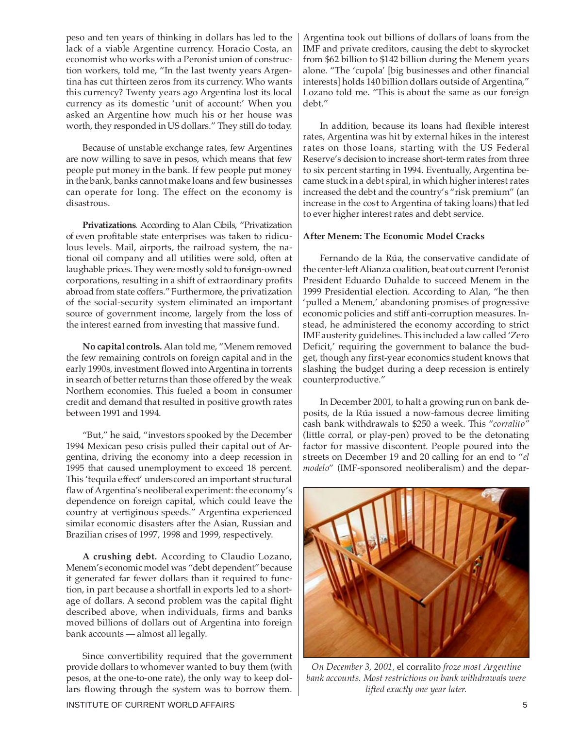peso and ten years of thinking in dollars has led to the lack of a viable Argentine currency. Horacio Costa, an economist who works with a Peronist union of construction workers, told me, "In the last twenty years Argentina has cut thirteen zeros from its currency. Who wants this currency? Twenty years ago Argentina lost its local currency as its domestic 'unit of account:' When you asked an Argentine how much his or her house was worth, they responded in US dollars." They still do today.

Because of unstable exchange rates, few Argentines are now willing to save in pesos, which means that few people put money in the bank. If few people put money in the bank, banks cannot make loans and few businesses can operate for long. The effect on the economy is disastrous.

**Privatizations**. According to Alan Cibils, "Privatization of even profitable state enterprises was taken to ridiculous levels. Mail, airports, the railroad system, the national oil company and all utilities were sold, often at laughable prices. They were mostly sold to foreign-owned corporations, resulting in a shift of extraordinary profits abroad from state coffers." Furthermore, the privatization of the social-security system eliminated an important source of government income, largely from the loss of the interest earned from investing that massive fund.

**No capital controls.** Alan told me, "Menem removed the few remaining controls on foreign capital and in the early 1990s, investment flowed into Argentina in torrents in search of better returns than those offered by the weak Northern economies. This fueled a boom in consumer credit and demand that resulted in positive growth rates between 1991 and 1994.

"But," he said, "investors spooked by the December 1994 Mexican peso crisis pulled their capital out of Argentina, driving the economy into a deep recession in 1995 that caused unemployment to exceed 18 percent. This 'tequila effect' underscored an important structural flaw of Argentina's neoliberal experiment: the economy's dependence on foreign capital, which could leave the country at vertiginous speeds." Argentina experienced similar economic disasters after the Asian, Russian and Brazilian crises of 1997, 1998 and 1999, respectively.

**A crushing debt.** According to Claudio Lozano, Menem's economic model was "debt dependent" because it generated far fewer dollars than it required to function, in part because a shortfall in exports led to a shortage of dollars. A second problem was the capital flight described above, when individuals, firms and banks moved billions of dollars out of Argentina into foreign bank accounts — almost all legally.

Since convertibility required that the government provide dollars to whomever wanted to buy them (with pesos, at the one-to-one rate), the only way to keep dollars flowing through the system was to borrow them. Argentina took out billions of dollars of loans from the IMF and private creditors, causing the debt to skyrocket from $62 billion to $142 billion during the Menem years alone. "The 'cupola' [big businesses and other financial interests] holds 140 billion dollars outside of Argentina," Lozano told me. "This is about the same as our foreign debt."

In addition, because its loans had flexible interest rates, Argentina was hit by external hikes in the interest rates on those loans, starting with the US Federal Reserve's decision to increase short-term rates from three to six percent starting in 1994. Eventually, Argentina became stuck in a debt spiral, in which higher interest rates increased the debt and the country's "risk premium" (an increase in the cost to Argentina of taking loans) that led to ever higher interest rates and debt service.

**After Menem: The Economic Model Cracks**

Fernando de la Rúa, the conservative candidate of the center-left Alianza coalition, beat out current Peronist President Eduardo Duhalde to succeed Menem in the 1999 Presidential election. According to Alan, "he then 'pulled a Menem,' abandoning promises of progressive economic policies and stiff anti-corruption measures. Instead, he administered the economy according to strict IMF austerity guidelines. This included a law called 'Zero Deficit,' requiring the government to balance the budget, though any first-year economics student knows that slashing the budget during a deep recession is entirely counterproductive."

In December 2001, to halt a growing run on bank deposits, de la Rúa issued a now-famous decree limiting cash bank withdrawals to $250 a week. This "*corralito*" (little corral, or play-pen) proved to be the detonating factor for massive discontent. People poured into the streets on December 19 and 20 calling for an end to "*el modelo*" (IMF-sponsored neoliberalism) and the depar-

*On December 3, 2001*, el corralito *froze most Argentine bank accounts. Most restrictions on bank withdrawals were lifted exactly one year later.*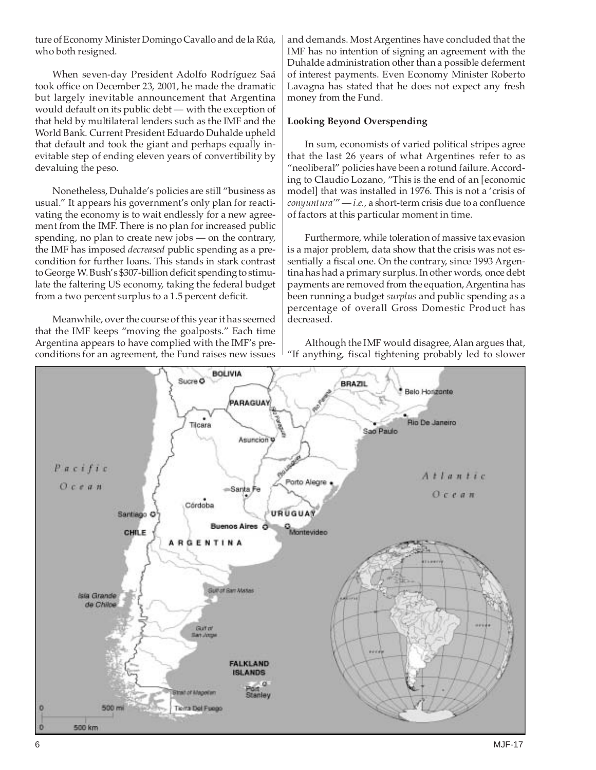ture of Economy Minister Domingo Cavallo and de la Rúa, who both resigned.

When seven-day President Adolfo Rodríguez Saá took office on December 23, 2001, he made the dramatic but largely inevitable announcement that Argentina would default on its public debt — with the exception of that held by multilateral lenders such as the IMF and the World Bank. Current President Eduardo Duhalde upheld that default and took the giant and perhaps equally inevitable step of ending eleven years of convertibility by devaluing the peso.

Nonetheless, Duhalde's policies are still "business as usual." It appears his government's only plan for reactivating the economy is to wait endlessly for a new agreement from the IMF. There is no plan for increased public spending, no plan to create new jobs — on the contrary, the IMF has imposed *decreased* public spending as a precondition for further loans. This stands in stark contrast to George W. Bush's $307-billion deficit spending to stimulate the faltering US economy, taking the federal budget from a two percent surplus to a 1.5 percent deficit.

Meanwhile, over the course of this year it has seemed that the IMF keeps "moving the goalposts." Each time Argentina appears to have complied with the IMF's preconditions for an agreement, the Fund raises new issues and demands. Most Argentines have concluded that the IMF has no intention of signing an agreement with the Duhalde administration other than a possible deferment of interest payments. Even Economy Minister Roberto Lavagna has stated that he does not expect any fresh money from the Fund.

**Looking Beyond Overspending**

In sum, economists of varied political stripes agree that the last 26 years of what Argentines refer to as "neoliberal" policies have been a rotund failure. According to Claudio Lozano, "This is the end of an [economic model] that was installed in 1976. This is not a 'crisis of *conyuntura*'" — *i.e.*, a short-term crisis due to a confluence of factors at this particular moment in time.

Furthermore, while toleration of massive tax evasion is a major problem, data show that the crisis was not essentially a fiscal one. On the contrary, since 1993 Argentina has had a primary surplus. In other words, once debt payments are removed from the equation, Argentina has been running a budget *surplus* and public spending as a percentage of overall Gross Domestic Product has decreased.

Although the IMF would disagree, Alan argues that, "If anything, fiscal tightening probably led to slower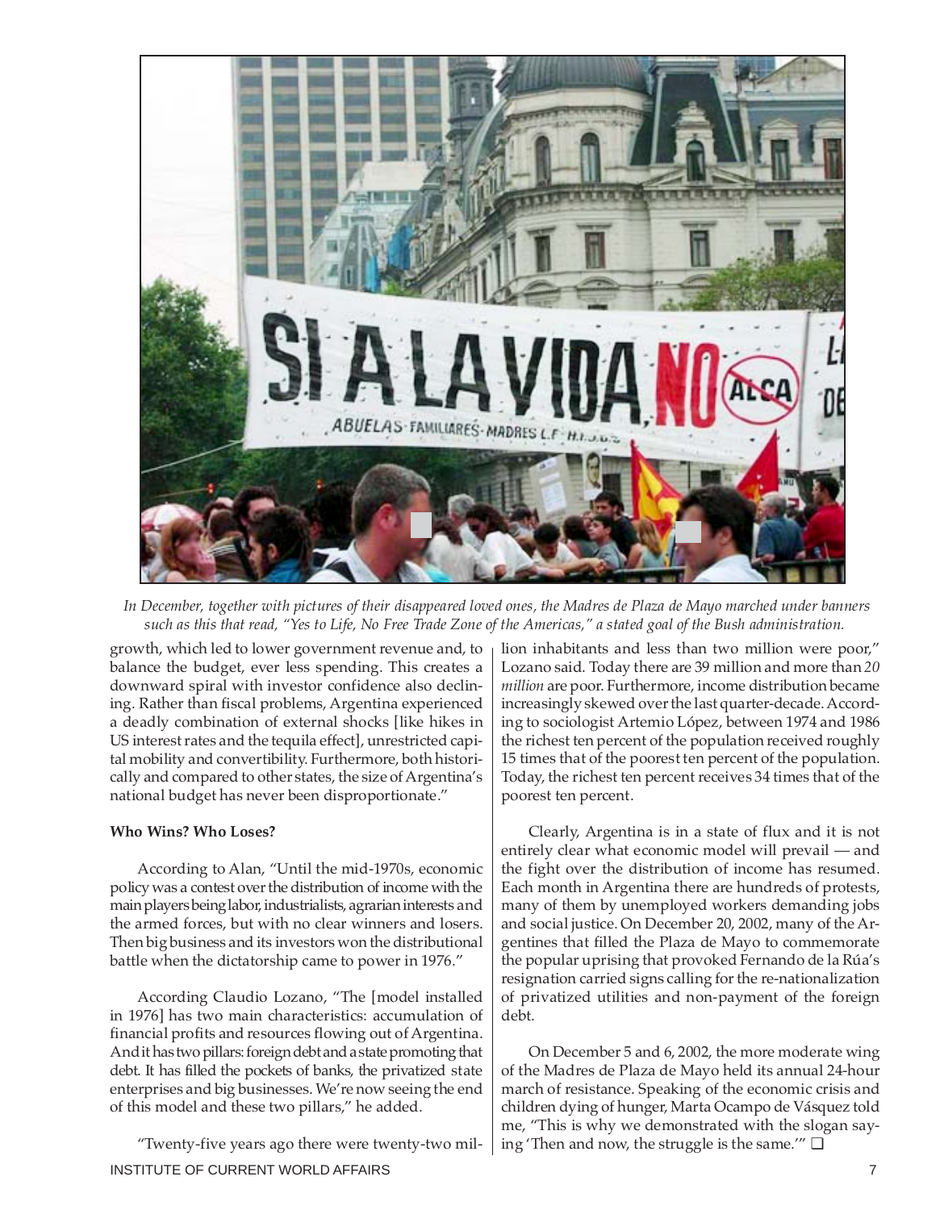*In December, together with pictures of their disappeared loved ones, the Madres de Plaza de Mayo marched under banners such as this that read, "Yes to Life, No Free Trade Zone of the Americas," a stated goal of the Bush administration.*

growth, which led to lower government revenue and, to balance the budget, ever less spending. This creates a downward spiral with investor confidence also declining. Rather than fiscal problems, Argentina experienced a deadly combination of external shocks [like hikes in US interest rates and the tequila effect], unrestricted capital mobility and convertibility. Furthermore, both historically and compared to other states, the size of Argentina's national budget has never been disproportionate."

**Who Wins? Who Loses?**

According to Alan, "Until the mid-1970s, economic policy was a contest over the distribution of income with the main players being labor, industrialists, agrarian interests and the armed forces, but with no clear winners and losers. Then big business and its investors won the distributional battle when the dictatorship came to power in 1976."

According Claudio Lozano, "The [model installed in 1976] has two main characteristics: accumulation of financial profits and resources flowing out of Argentina. And it has two pillars: foreign debt and a state promoting that debt. It has filled the pockets of banks, the privatized state enterprises and big businesses. We're now seeing the end of this model and these two pillars," he added.

"Twenty-five years ago there were twenty-two million inhabitants and less than two million were poor," Lozano said. Today there are 39 million and more than *20 million* are poor. Furthermore, income distribution became increasingly skewed over the last quarter-decade. According to sociologist Artemio López, between 1974 and 1986 the richest ten percent of the population received roughly 15 times that of the poorest ten percent of the population. Today, the richest ten percent receives 34 times that of the poorest ten percent.

Clearly, Argentina is in a state of flux and it is not entirely clear what economic model will prevail — and the fight over the distribution of income has resumed. Each month in Argentina there are hundreds of protests, many of them by unemployed workers demanding jobs and social justice. On December 20, 2002, many of the Argentines that filled the Plaza de Mayo to commemorate the popular uprising that provoked Fernando de la Rúa's resignation carried signs calling for the re-nationalization of privatized utilities and non-payment of the foreign debt.

On December 5 and 6, 2002, the more moderate wing of the Madres de Plaza de Mayo held its annual 24-hour march of resistance. Speaking of the economic crisis and children dying of hunger, Marta Ocampo de Vásquez told me, "This is why we demonstrated with the slogan saying 'Then and now, the struggle is the same.'" ❑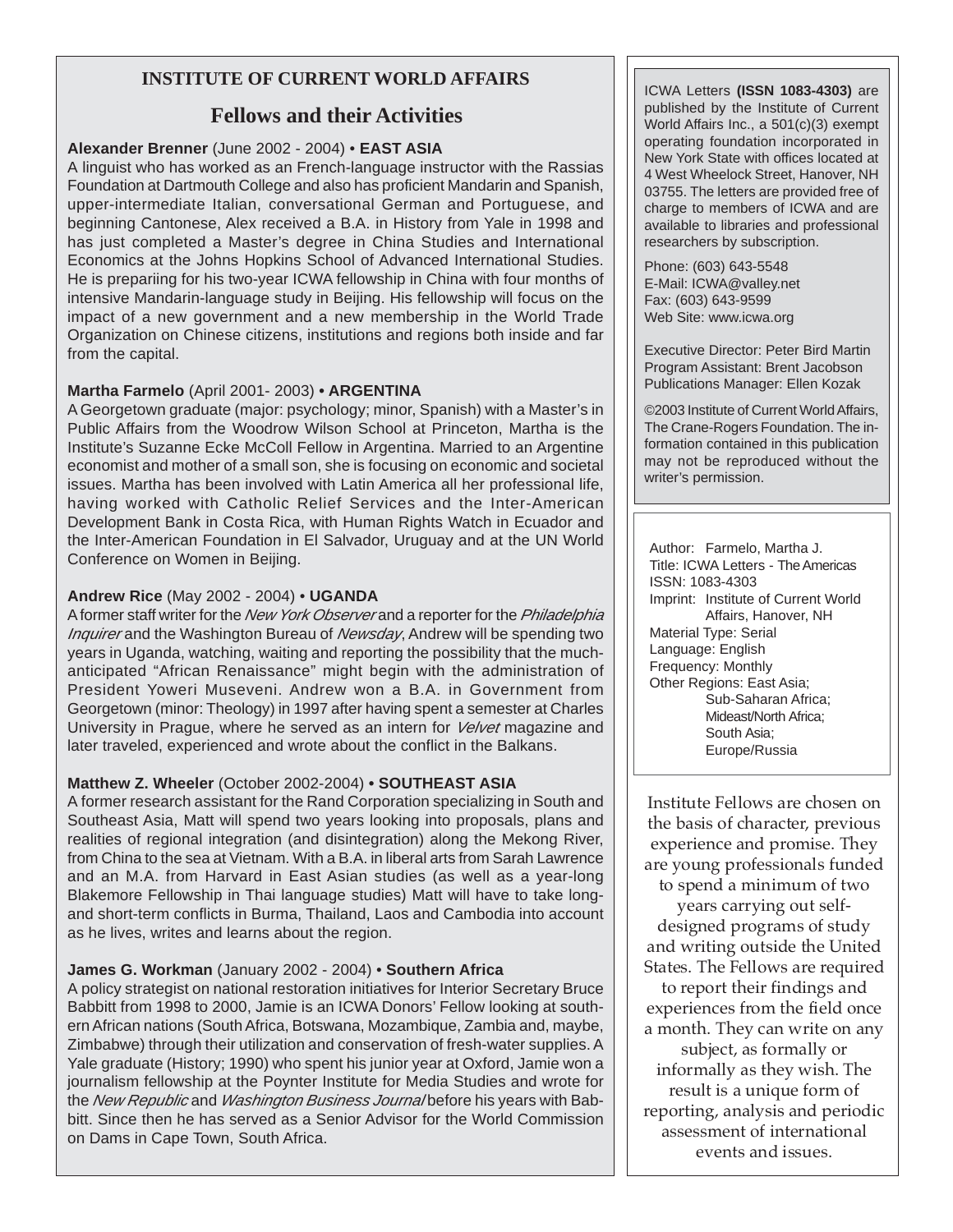## INSTITUTE OF CURRENT WORLD AFFAIRS

# Fellows and their Activities

**Alexander Brenner** (June 2002 - 2004) • **EAST ASIA**

A linguist who has worked as an French-language instructor with the Rassias Foundation at Dartmouth College and also has proficient Mandarin and Spanish, upper-intermediate Italian, conversational German and Portuguese, and beginning Cantonese, Alex received a B.A. in History from Yale in 1998 and has just completed a Master's degree in China Studies and International Economics at the Johns Hopkins School of Advanced International Studies. He is prepariing for his two-year ICWA fellowship in China with four months of intensive Mandarin-language study in Beijing. His fellowship will focus on the impact of a new government and a new membership in the World Trade Organization on Chinese citizens, institutions and regions both inside and far from the capital.

**Martha Farmelo** (April 2001- 2003) • **ARGENTINA**

A Georgetown graduate (major: psychology; minor, Spanish) with a Master's in Public Affairs from the Woodrow Wilson School at Princeton, Martha is the Institute's Suzanne Ecke McColl Fellow in Argentina. Married to an Argentine economist and mother of a small son, she is focusing on economic and societal issues. Martha has been involved with Latin America all her professional life, having worked with Catholic Relief Services and the Inter-American Development Bank in Costa Rica, with Human Rights Watch in Ecuador and the Inter-American Foundation in El Salvador, Uruguay and at the UN World Conference on Women in Beijing.

**Andrew Rice** (May 2002 - 2004) • **UGANDA**

A former staff writer for the *New York Observer* and a reporter for the *Philadelphia Inquirer* and the Washington Bureau of *Newsday*, Andrew will be spending two years in Uganda, watching, waiting and reporting the possibility that the much-anticipated "African Renaissance" might begin with the administration of President Yoweri Museveni. Andrew won a B.A. in Government from Georgetown (minor: Theology) in 1997 after having spent a semester at Charles University in Prague, where he served as an intern for *Velvet* magazine and later traveled, experienced and wrote about the conflict in the Balkans.

**Matthew Z. Wheeler** (October 2002-2004) • **SOUTHEAST ASIA**

A former research assistant for the Rand Corporation specializing in South and Southeast Asia, Matt will spend two years looking into proposals, plans and realities of regional integration (and disintegration) along the Mekong River, from China to the sea at Vietnam. With a B.A. in liberal arts from Sarah Lawrence and an M.A. from Harvard in East Asian studies (as well as a year-long Blakemore Fellowship in Thai language studies) Matt will have to take long- and short-term conflicts in Burma, Thailand, Laos and Cambodia into account as he lives, writes and learns about the region.

**James G. Workman** (January 2002 - 2004) • **Southern Africa**

A policy strategist on national restoration initiatives for Interior Secretary Bruce Babbitt from 1998 to 2000, Jamie is an ICWA Donors' Fellow looking at southern African nations (South Africa, Botswana, Mozambique, Zambia and, maybe, Zimbabwe) through their utilization and conservation of fresh-water supplies. A Yale graduate (History; 1990) who spent his junior year at Oxford, Jamie won a journalism fellowship at the Poynter Institute for Media Studies and wrote for the *New Republic* and *Washington Business Journal* before his years with Babbitt. Since then he has served as a Senior Advisor for the World Commission on Dams in Cape Town, South Africa.

ICWA Letters **(ISSN 1083-4303)** are published by the Institute of Current World Affairs Inc., a 501(c)(3) exempt operating foundation incorporated in New York State with offices located at 4 West Wheelock Street, Hanover, NH 03755. The letters are provided free of charge to members of ICWA and are available to libraries and professional researchers by subscription.

Phone: (603) 643-5548
E-Mail: ICWA@valley.net
Fax: (603) 643-9599
Web Site: www.icwa.org

Executive Director: Peter Bird Martin
Program Assistant: Brent Jacobson
Publications Manager: Ellen Kozak

©2003 Institute of Current World Affairs, The Crane-Rogers Foundation. The information contained in this publication may not be reproduced without the writer's permission.

Author: Farmelo, Martha J.
Title: ICWA Letters - The Americas
ISSN: 1083-4303
Imprint: Institute of Current World Affairs, Hanover, NH
Material Type: Serial
Language: English
Frequency: Monthly
Other Regions: East Asia;
Sub-Saharan Africa;
Mideast/North Africa;
South Asia;
Europe/Russia

Institute Fellows are chosen on the basis of character, previous experience and promise. They are young professionals funded to spend a minimum of two years carrying out self-designed programs of study and writing outside the United States. The Fellows are required to report their findings and experiences from the field once a month. They can write on any subject, as formally or informally as they wish. The result is a unique form of reporting, analysis and periodic assessment of international events and issues.